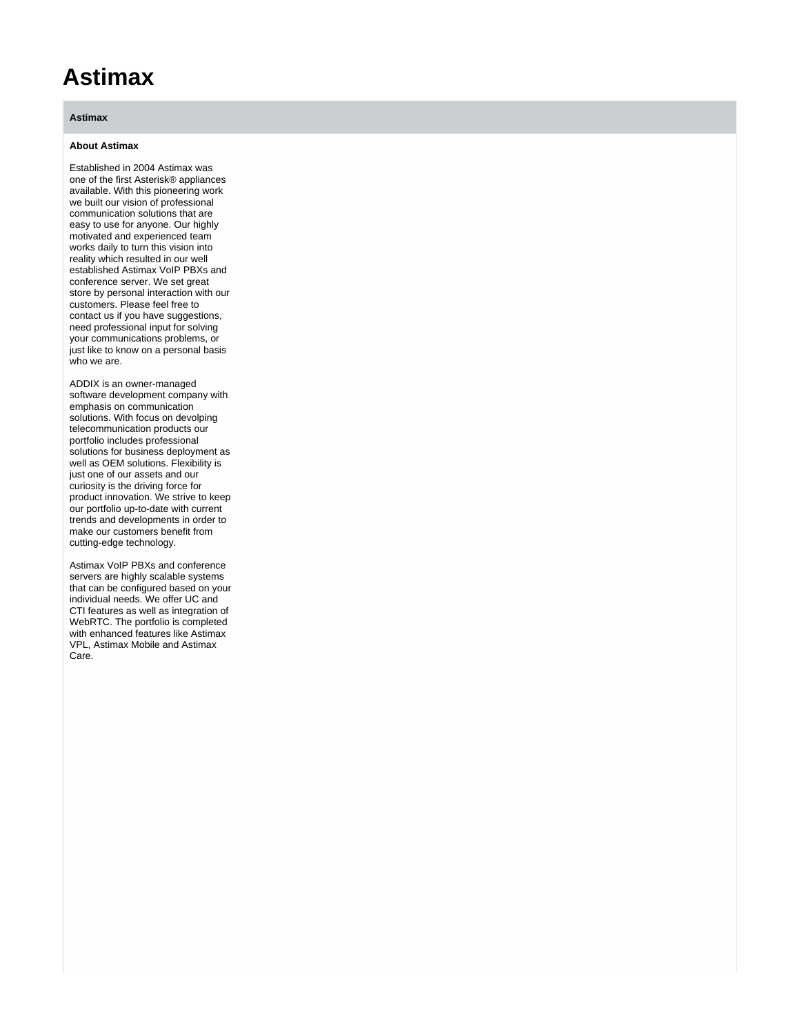# Astimax

**Astimax**

**About Astimax**

Established in 2004 Astimax was one of the first Asterisk® appliances available. With this pioneering work we built our vision of professional communication solutions that are easy to use for anyone. Our highly motivated and experienced team works daily to turn this vision into reality which resulted in our well established Astimax VoIP PBXs and conference server. We set great store by personal interaction with our customers. Please feel free to contact us if you have suggestions, need professional input for solving your communications problems, or just like to know on a personal basis who we are.

ADDIX is an owner-managed software development company with emphasis on communication solutions. With focus on devolping telecommunication products our portfolio includes professional solutions for business deployment as well as OEM solutions. Flexibility is just one of our assets and our curiosity is the driving force for product innovation. We strive to keep our portfolio up-to-date with current trends and developments in order to make our customers benefit from cutting-edge technology.

Astimax VoIP PBXs and conference servers are highly scalable systems that can be configured based on your individual needs. We offer UC and CTI features as well as integration of WebRTC. The portfolio is completed with enhanced features like Astimax VPL, Astimax Mobile and Astimax Care.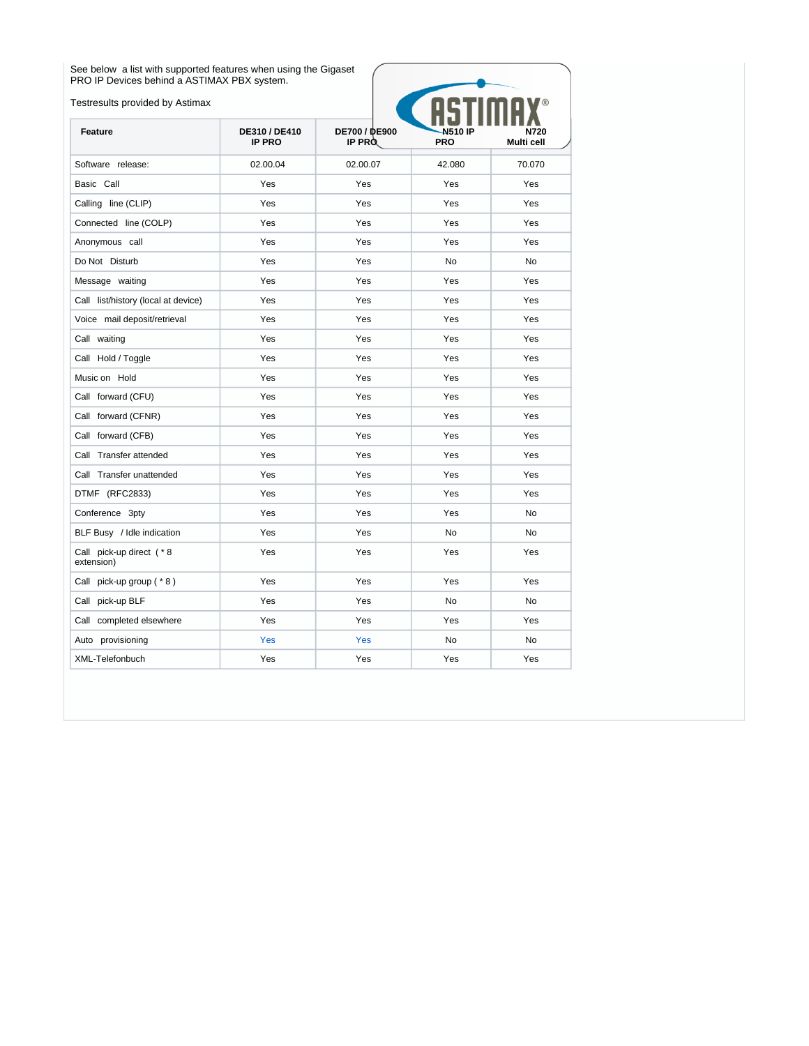See below a list with supported features when using the Gigaset PRO IP Devices behind a ASTIMAX PBX system.

Testresults provided by Astimax

| Feature | DE310 / DE410 IP PRO | DE700 / DE900 IP PRO | N510 IP PRO | N720 Multi cell |
|---|---|---|---|---|
| Software release: | 02.00.04 | 02.00.07 | 42.080 | 70.070 |
| Basic Call | Yes | Yes | Yes | Yes |
| Calling line (CLIP) | Yes | Yes | Yes | Yes |
| Connected line (COLP) | Yes | Yes | Yes | Yes |
| Anonymous call | Yes | Yes | Yes | Yes |
| Do Not Disturb | Yes | Yes | No | No |
| Message waiting | Yes | Yes | Yes | Yes |
| Call list/history (local at device) | Yes | Yes | Yes | Yes |
| Voice mail deposit/retrieval | Yes | Yes | Yes | Yes |
| Call waiting | Yes | Yes | Yes | Yes |
| Call Hold / Toggle | Yes | Yes | Yes | Yes |
| Music on Hold | Yes | Yes | Yes | Yes |
| Call forward (CFU) | Yes | Yes | Yes | Yes |
| Call forward (CFNR) | Yes | Yes | Yes | Yes |
| Call forward (CFB) | Yes | Yes | Yes | Yes |
| Call Transfer attended | Yes | Yes | Yes | Yes |
| Call Transfer unattended | Yes | Yes | Yes | Yes |
| DTMF (RFC2833) | Yes | Yes | Yes | Yes |
| Conference 3pty | Yes | Yes | Yes | No |
| BLF Busy / Idle indication | Yes | Yes | No | No |
| Call pick-up direct ( * 8 extension) | Yes | Yes | Yes | Yes |
| Call pick-up group ( * 8 ) | Yes | Yes | Yes | Yes |
| Call pick-up BLF | Yes | Yes | No | No |
| Call completed elsewhere | Yes | Yes | Yes | Yes |
| Auto provisioning | Yes | Yes | No | No |
| XML-Telefonbuch | Yes | Yes | Yes | Yes |